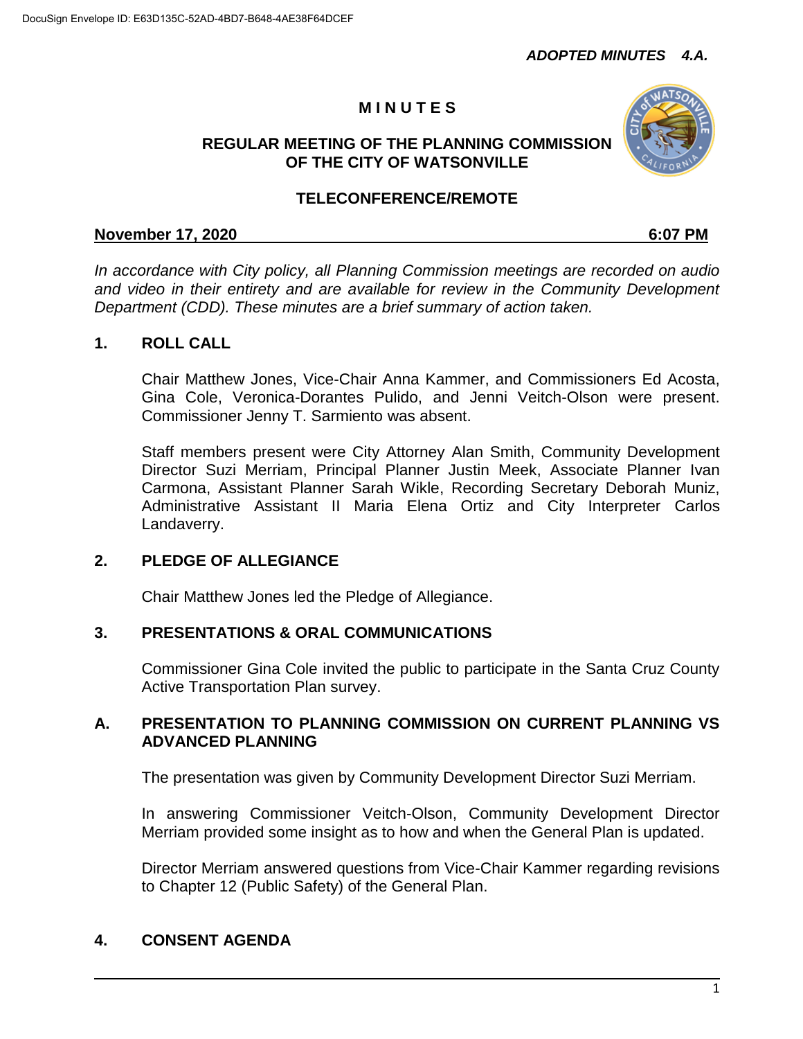*ADOPTED MINUTES 4.A.*

# MINUTES

## REGULAR MEETING OF THE PLANNING COMMISSION OF THE CITY OF WATSONVILLE

## TELECONFERENCE/REMOTE

**November 17, 2020** **6:07 PM**

*In accordance with City policy, all Planning Commission meetings are recorded on audio and video in their entirety and are available for review in the Community Development Department (CDD). These minutes are a brief summary of action taken.*

### 1. ROLL CALL

Chair Matthew Jones, Vice-Chair Anna Kammer, and Commissioners Ed Acosta, Gina Cole, Veronica-Dorantes Pulido, and Jenni Veitch-Olson were present. Commissioner Jenny T. Sarmiento was absent.

Staff members present were City Attorney Alan Smith, Community Development Director Suzi Merriam, Principal Planner Justin Meek, Associate Planner Ivan Carmona, Assistant Planner Sarah Wikle, Recording Secretary Deborah Muniz, Administrative Assistant II Maria Elena Ortiz and City Interpreter Carlos Landaverry.

### 2. PLEDGE OF ALLEGIANCE

Chair Matthew Jones led the Pledge of Allegiance.

### 3. PRESENTATIONS & ORAL COMMUNICATIONS

Commissioner Gina Cole invited the public to participate in the Santa Cruz County Active Transportation Plan survey.

### A. PRESENTATION TO PLANNING COMMISSION ON CURRENT PLANNING VS ADVANCED PLANNING

The presentation was given by Community Development Director Suzi Merriam.

In answering Commissioner Veitch-Olson, Community Development Director Merriam provided some insight as to how and when the General Plan is updated.

Director Merriam answered questions from Vice-Chair Kammer regarding revisions to Chapter 12 (Public Safety) of the General Plan.

### 4. CONSENT AGENDA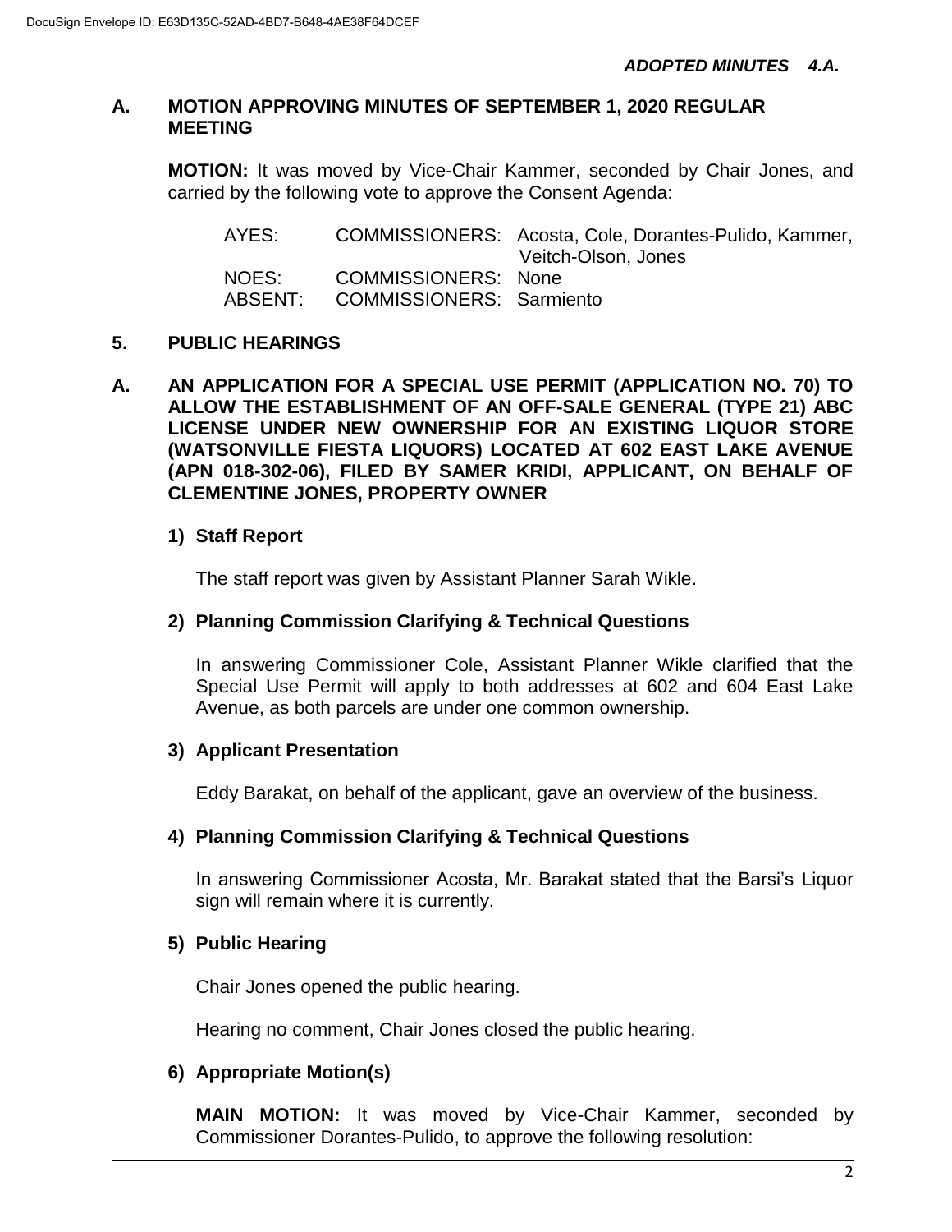*ADOPTED MINUTES 4.A.*

**A. MOTION APPROVING MINUTES OF SEPTEMBER 1, 2020 REGULAR MEETING**

**MOTION:** It was moved by Vice-Chair Kammer, seconded by Chair Jones, and carried by the following vote to approve the Consent Agenda:

| | | |
|---|---|---|
| AYES: | COMMISSIONERS: | Acosta, Cole, Dorantes-Pulido, Kammer, Veitch-Olson, Jones |
| NOES: | COMMISSIONERS: | None |
| ABSENT: | COMMISSIONERS: | Sarmiento |

## 5. PUBLIC HEARINGS

**A. AN APPLICATION FOR A SPECIAL USE PERMIT (APPLICATION NO. 70) TO ALLOW THE ESTABLISHMENT OF AN OFF-SALE GENERAL (TYPE 21) ABC LICENSE UNDER NEW OWNERSHIP FOR AN EXISTING LIQUOR STORE (WATSONVILLE FIESTA LIQUORS) LOCATED AT 602 EAST LAKE AVENUE (APN 018-302-06), FILED BY SAMER KRIDI, APPLICANT, ON BEHALF OF CLEMENTINE JONES, PROPERTY OWNER**

**1) Staff Report**

The staff report was given by Assistant Planner Sarah Wikle.

**2) Planning Commission Clarifying & Technical Questions**

In answering Commissioner Cole, Assistant Planner Wikle clarified that the Special Use Permit will apply to both addresses at 602 and 604 East Lake Avenue, as both parcels are under one common ownership.

**3) Applicant Presentation**

Eddy Barakat, on behalf of the applicant, gave an overview of the business.

**4) Planning Commission Clarifying & Technical Questions**

In answering Commissioner Acosta, Mr. Barakat stated that the Barsi's Liquor sign will remain where it is currently.

**5) Public Hearing**

Chair Jones opened the public hearing.

Hearing no comment, Chair Jones closed the public hearing.

**6) Appropriate Motion(s)**

**MAIN MOTION:** It was moved by Vice-Chair Kammer, seconded by Commissioner Dorantes-Pulido, to approve the following resolution: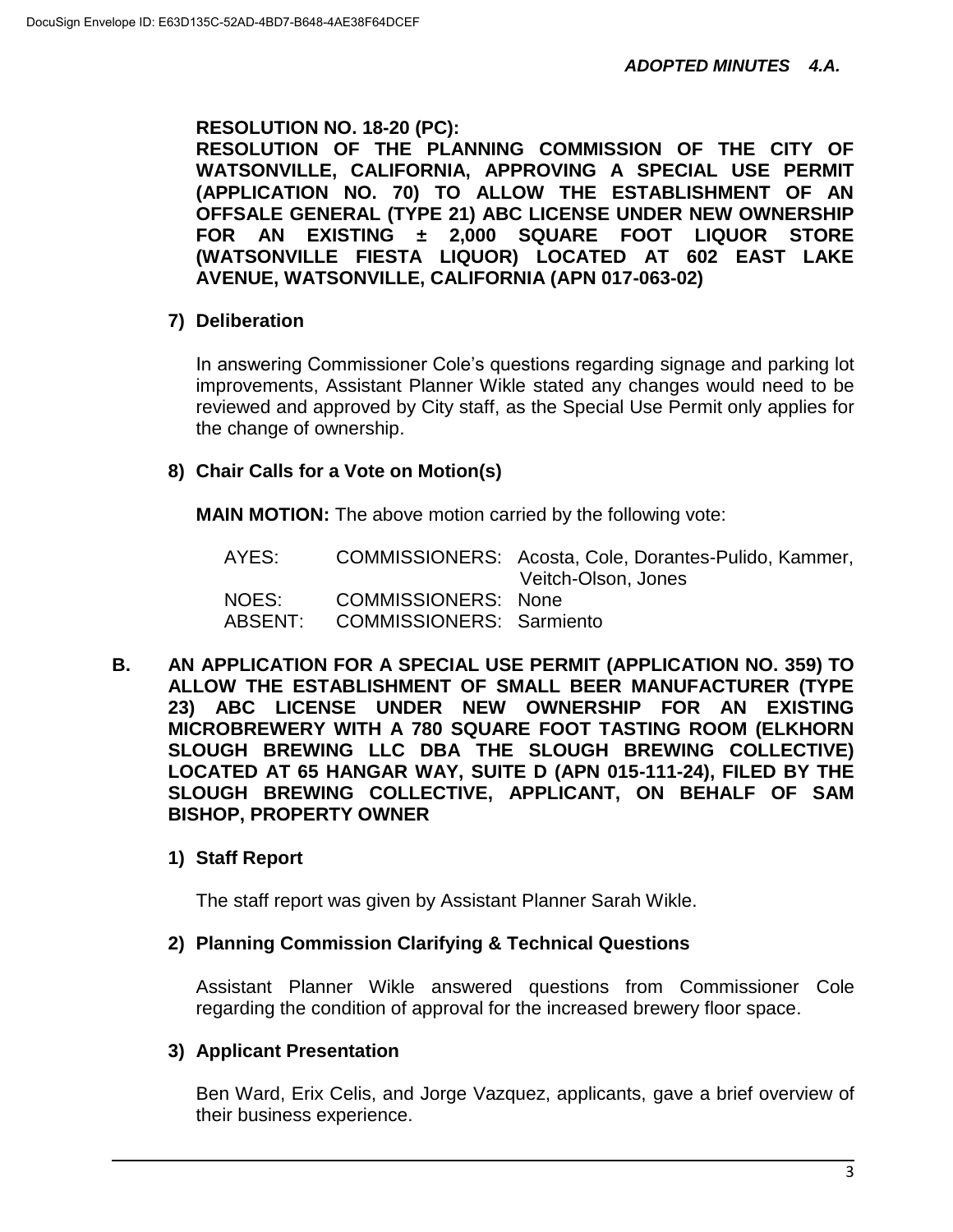**RESOLUTION NO. 18-20 (PC):**
**RESOLUTION OF THE PLANNING COMMISSION OF THE CITY OF WATSONVILLE, CALIFORNIA, APPROVING A SPECIAL USE PERMIT (APPLICATION NO. 70) TO ALLOW THE ESTABLISHMENT OF AN OFFSALE GENERAL (TYPE 21) ABC LICENSE UNDER NEW OWNERSHIP FOR AN EXISTING ± 2,000 SQUARE FOOT LIQUOR STORE (WATSONVILLE FIESTA LIQUOR) LOCATED AT 602 EAST LAKE AVENUE, WATSONVILLE, CALIFORNIA (APN 017-063-02)**

**7) Deliberation**

In answering Commissioner Cole's questions regarding signage and parking lot improvements, Assistant Planner Wikle stated any changes would need to be reviewed and approved by City staff, as the Special Use Permit only applies for the change of ownership.

**8) Chair Calls for a Vote on Motion(s)**

**MAIN MOTION:** The above motion carried by the following vote:

| | | |
|---|---|---|
| AYES: | COMMISSIONERS: | Acosta, Cole, Dorantes-Pulido, Kammer, Veitch-Olson, Jones |
| NOES: | COMMISSIONERS: | None |
| ABSENT: | COMMISSIONERS: | Sarmiento |

**B. AN APPLICATION FOR A SPECIAL USE PERMIT (APPLICATION NO. 359) TO ALLOW THE ESTABLISHMENT OF SMALL BEER MANUFACTURER (TYPE 23) ABC LICENSE UNDER NEW OWNERSHIP FOR AN EXISTING MICROBREWERY WITH A 780 SQUARE FOOT TASTING ROOM (ELKHORN SLOUGH BREWING LLC DBA THE SLOUGH BREWING COLLECTIVE) LOCATED AT 65 HANGAR WAY, SUITE D (APN 015-111-24), FILED BY THE SLOUGH BREWING COLLECTIVE, APPLICANT, ON BEHALF OF SAM BISHOP, PROPERTY OWNER**

**1) Staff Report**

The staff report was given by Assistant Planner Sarah Wikle.

**2) Planning Commission Clarifying & Technical Questions**

Assistant Planner Wikle answered questions from Commissioner Cole regarding the condition of approval for the increased brewery floor space.

**3) Applicant Presentation**

Ben Ward, Erix Celis, and Jorge Vazquez, applicants, gave a brief overview of their business experience.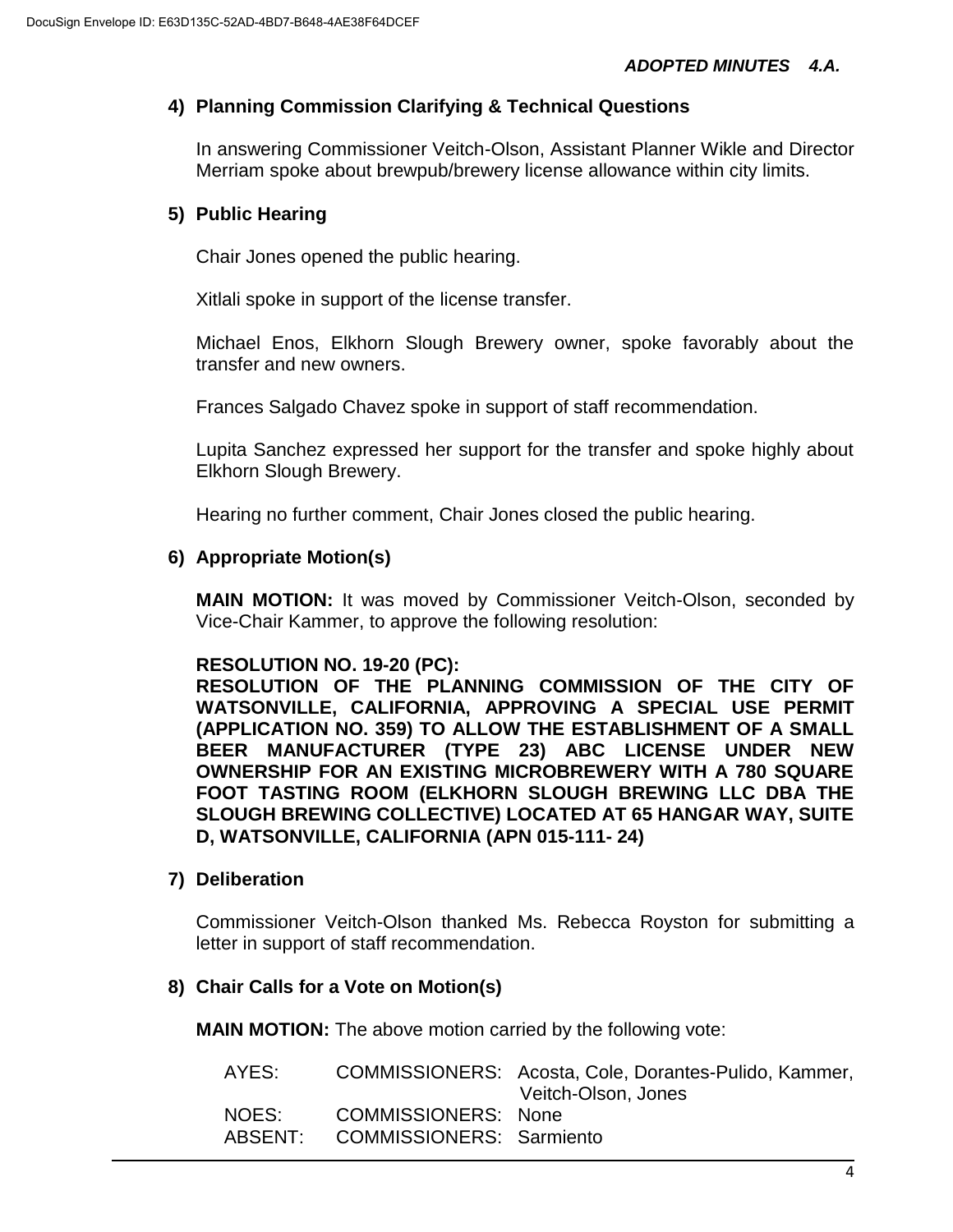*ADOPTED MINUTES 4.A.*

**4) Planning Commission Clarifying & Technical Questions**

In answering Commissioner Veitch-Olson, Assistant Planner Wikle and Director Merriam spoke about brewpub/brewery license allowance within city limits.

**5) Public Hearing**

Chair Jones opened the public hearing.

Xitlali spoke in support of the license transfer.

Michael Enos, Elkhorn Slough Brewery owner, spoke favorably about the transfer and new owners.

Frances Salgado Chavez spoke in support of staff recommendation.

Lupita Sanchez expressed her support for the transfer and spoke highly about Elkhorn Slough Brewery.

Hearing no further comment, Chair Jones closed the public hearing.

**6) Appropriate Motion(s)**

**MAIN MOTION:** It was moved by Commissioner Veitch-Olson, seconded by Vice-Chair Kammer, to approve the following resolution:

**RESOLUTION NO. 19-20 (PC):**
**RESOLUTION OF THE PLANNING COMMISSION OF THE CITY OF WATSONVILLE, CALIFORNIA, APPROVING A SPECIAL USE PERMIT (APPLICATION NO. 359) TO ALLOW THE ESTABLISHMENT OF A SMALL BEER MANUFACTURER (TYPE 23) ABC LICENSE UNDER NEW OWNERSHIP FOR AN EXISTING MICROBREWERY WITH A 780 SQUARE FOOT TASTING ROOM (ELKHORN SLOUGH BREWING LLC DBA THE SLOUGH BREWING COLLECTIVE) LOCATED AT 65 HANGAR WAY, SUITE D, WATSONVILLE, CALIFORNIA (APN 015-111- 24)**

**7) Deliberation**

Commissioner Veitch-Olson thanked Ms. Rebecca Royston for submitting a letter in support of staff recommendation.

**8) Chair Calls for a Vote on Motion(s)**

**MAIN MOTION:** The above motion carried by the following vote:

| | | |
|---|---|---|
| AYES: | COMMISSIONERS: | Acosta, Cole, Dorantes-Pulido, Kammer, Veitch-Olson, Jones |
| NOES: | COMMISSIONERS: | None |
| ABSENT: | COMMISSIONERS: | Sarmiento |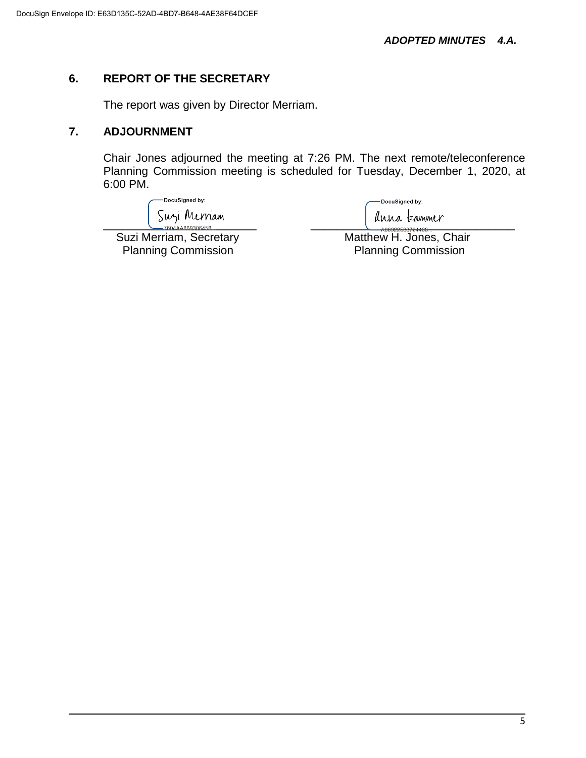DocuSign Envelope ID: E63D135C-52AD-4BD7-B648-4AE38F64DCEF

***ADOPTED MINUTES 4.A.***

## 6. REPORT OF THE SECRETARY

The report was given by Director Merriam.

## 7. ADJOURNMENT

Chair Jones adjourned the meeting at 7:26 PM. The next remote/teleconference Planning Commission meeting is scheduled for Tuesday, December 1, 2020, at 6:00 PM.

DocuSigned by:
Suzi Merriam
7604AAB69306458...

Suzi Merriam, Secretary
Planning Commission

DocuSigned by:
Anna Kammer
A06922583724438...

Matthew H. Jones, Chair
Planning Commission